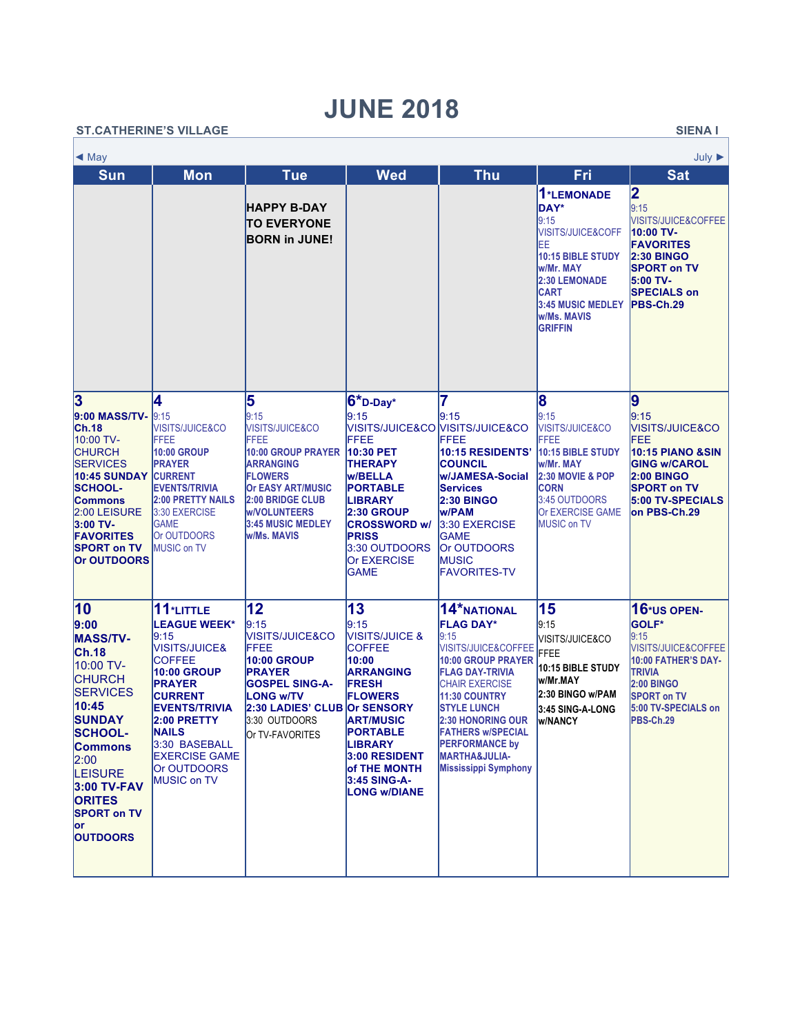# JUNE 2018

ST.CATHERINE'S VILLAGE

SIENA I

◄ May July ►

| Sun | Mon | Tue | Wed | Thu | Fri | Sat |
|---|---|---|---|---|---|---|
| | | HAPPY B-DAY TO EVERYONE BORN in JUNE! | | | 1 *LEMONADE DAY* 9:15 VISITS/JUICE&COFFEE 10:15 BIBLE STUDY w/Mr. MAY 2:30 LEMONADE CART 3:45 MUSIC MEDLEY w/Ms. MAVIS GRIFFIN | 2 9:15 VISITS/JUICE&COFFEE 10:00 TV-FAVORITES 2:30 BINGO SPORT on TV 5:00 TV-SPECIALS on PBS-Ch.29 |
| 3 9:00 MASS/TV-Ch.18 10:00 TV-CHURCH SERVICES 10:45 SUNDAY SCHOOL-Commons 2:00 LEISURE 3:00 TV-FAVORITES SPORT on TV Or OUTDOORS | 4 9:15 VISITS/JUICE&COFFEE 10:00 GROUP PRAYER CURRENT EVENTS/TRIVIA 2:00 PRETTY NAILS 3:30 EXERCISE GAME Or OUTDOORS MUSIC on TV | 5 9:15 VISITS/JUICE&COFFEE 10:00 GROUP PRAYER ARRANGING FLOWERS Or EASY ART/MUSIC 2:00 BRIDGE CLUB w/VOLUNTEERS 3:45 MUSIC MEDLEY w/Ms. MAVIS | 6 *D-Day* 9:15 VISITS/JUICE&COFFEE 10:30 PET THERAPY w/BELLA PORTABLE LIBRARY 2:30 GROUP CROSSWORD w/ PRISS 3:30 OUTDOORS Or EXERCISE GAME | 7 9:15 VISITS/JUICE&COFFEE 10:15 RESIDENTS' COUNCIL w/JAMESA-Social Services 2:30 BINGO w/PAM 3:30 EXERCISE GAME Or OUTDOORS MUSIC FAVORITES-TV | 8 9:15 VISITS/JUICE&COFFEE 10:15 BIBLE STUDY w/Mr. MAY 2:30 MOVIE & POP CORN 3:45 OUTDOORS Or EXERCISE GAME MUSIC on TV | 9 9:15 VISITS/JUICE&COFEE 10:15 PIANO &SINGING w/CAROL 2:00 BINGO SPORT on TV 5:00 TV-SPECIALS on PBS-Ch.29 |
| 10 9:00 MASS/TV-Ch.18 10:00 TV-CHURCH SERVICES 10:45 SUNDAY SCHOOL-Commons 2:00 LEISURE 3:00 TV-FAVORITES SPORT on TV or OUTDOORS | 11 *LITTLE LEAGUE WEEK* 9:15 VISITS/JUICE& COFFEE 10:00 GROUP PRAYER CURRENT EVENTS/TRIVIA 2:00 PRETTY NAILS 3:30 BASEBALL EXERCISE GAME Or OUTDOORS MUSIC on TV | 12 9:15 VISITS/JUICE&COFFEE 10:00 GROUP PRAYER GOSPEL SING-A-LONG w/TV 2:30 LADIES' CLUB 3:30 OUTDOORS Or TV-FAVORITES | 13 9:15 VISITS/JUICE & COFFEE 10:00 ARRANGING FRESH FLOWERS Or SENSORY ART/MUSIC PORTABLE LIBRARY 3:00 RESIDENT of THE MONTH 3:45 SING-A-LONG w/DIANE | 14 *NATIONAL FLAG DAY* 9:15 VISITS/JUICE&COFFEE 10:00 GROUP PRAYER FLAG DAY-TRIVIA CHAIR EXERCISE 11:30 COUNTRY STYLE LUNCH 2:30 HONORING OUR FATHERS w/SPECIAL PERFORMANCE by MARTHA&JULIA-Mississippi Symphony | 15 9:15 VISITS/JUICE&COFFEE 10:15 BIBLE STUDY w/Mr.MAY 2:30 BINGO w/PAM 3:45 SING-A-LONG w/NANCY | 16 *US OPEN-GOLF* 9:15 VISITS/JUICE&COFFEE 10:00 FATHER'S DAY-TRIVIA 2:00 BINGO SPORT on TV 5:00 TV-SPECIALS on PBS-Ch.29 |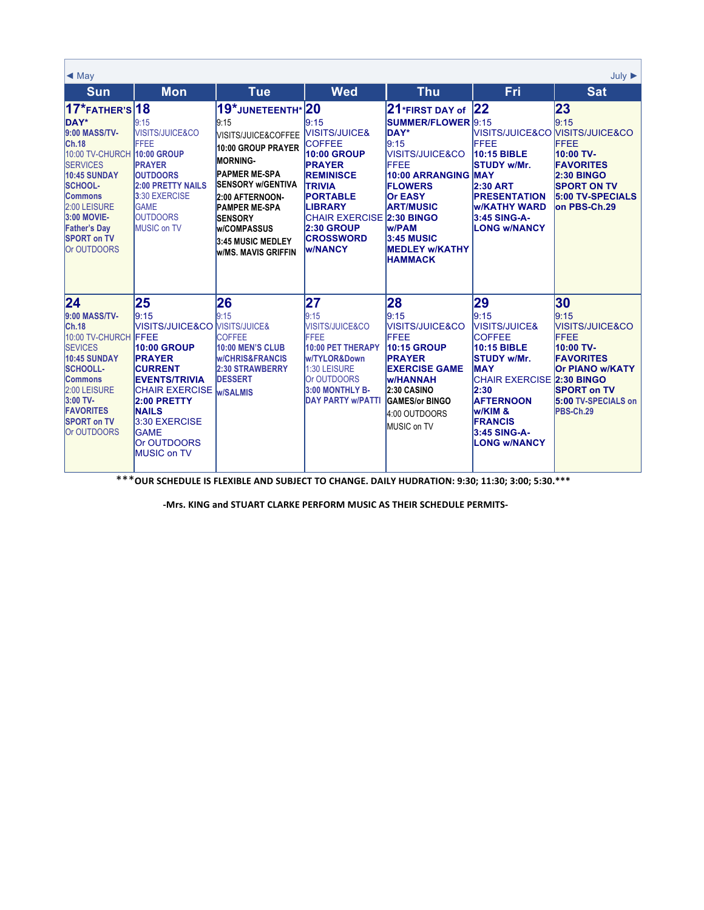◀ May | July ▶

| Sun | Mon | Tue | Wed | Thu | Fri | Sat |
|---|---|---|---|---|---|---|
| **17*FATHER'S DAY*** **9:00 MASS/TV-Ch.18** 10:00 TV-CHURCH SERVICES **10:45 SUNDAY SCHOOL-Commons** 2:00 LEISURE **3:00 MOVIE-Father's Day** **SPORT on TV** Or OUTDOORS | **18** 9:15 VISITS/JUICE&COFFEE **10:00 GROUP PRAYER OUTDOORS** **2:00 PRETTY NAILS** 3:30 EXERCISE GAME OUTDOORS MUSIC on TV | **19*JUNETEENTH*** 9:15 VISITS/JUICE&COFFEE **10:00 GROUP PRAYER MORNING-PAPMER ME-SPA SENSORY w/GENTIVA** **2:00 AFTERNOON-PAMPER ME-SPA SENSORY w/COMPASSUS** **3:45 MUSIC MEDLEY w/MS. MAVIS GRIFFIN** | **20** 9:15 VISITS/JUICE& COFFEE **10:00 GROUP PRAYER REMINISCE TRIVIA PORTABLE LIBRARY** CHAIR EXERCISE **2:30 GROUP CROSSWORD w/NANCY** | **21*FIRST DAY of SUMMER/FLOWER DAY*** 9:15 VISITS/JUICE&COFFEE **10:00 ARRANGING FLOWERS Or EASY ART/MUSIC** **2:30 BINGO w/PAM** **3:45 MUSIC MEDLEY w/KATHY HAMMACK** | **22** 9:15 VISITS/JUICE&COFFEE **10:15 BIBLE STUDY w/Mr. MAY** **2:30 ART PRESENTATION w/KATHY WARD** **3:45 SING-A-LONG w/NANCY** | **23** 9:15 VISITS/JUICE&COFFEE **10:00 TV-FAVORITES** **2:30 BINGO** **SPORT ON TV** **5:00 TV-SPECIALS on PBS-Ch.29** |
| **24** **9:00 MASS/TV-Ch.18** 10:00 TV-CHURCH SEVICES **10:45 SUNDAY SCHOOLL-Commons** 2:00 LEISURE **3:00 TV-FAVORITES** **SPORT on TV** Or OUTDOORS | **25** 9:15 VISITS/JUICE&COFFEE **10:00 GROUP PRAYER CURRENT EVENTS/TRIVIA** CHAIR EXERCISE **2:00 PRETTY NAILS** 3:30 EXERCISE GAME Or OUTDOORS MUSIC on TV | **26** 9:15 VISITS/JUICE& COFFEE **10:00 MEN'S CLUB w/CHRIS&FRANCIS** **2:30 STRAWBERRY DESSERT w/SALMIS** | **27** 9:15 VISITS/JUICE&COFFEE **10:00 PET THERAPY w/TYLOR&Down** 1:30 LEISURE Or OUTDOORS **3:00 MONTHLY B-DAY PARTY w/PATTI** | **28** 9:15 VISITS/JUICE&COFFEE **10:15 GROUP PRAYER EXERCISE GAME w/HANNAH** **2:30 CASINO GAMES/or BINGO** 4:00 OUTDOORS MUSIC on TV | **29** 9:15 VISITS/JUICE& COFFEE **10:15 BIBLE STUDY w/Mr. MAY** CHAIR EXERCISE **2:30 AFTERNOON w/KIM & FRANCIS** **3:45 SING-A-LONG w/NANCY** | **30** 9:15 VISITS/JUICE&COFFEE **10:00 TV-FAVORITES Or PIANO w/KATY** **2:30 BINGO** **SPORT on TV** **5:00** TV-SPECIALS on PBS-Ch.29 |

***OUR SCHEDULE IS FLEXIBLE AND SUBJECT TO CHANGE. DAILY HUDRATION: 9:30; 11:30; 3:00; 5:30.***

-Mrs. KING and STUART CLARKE PERFORM MUSIC AS THEIR SCHEDULE PERMITS-